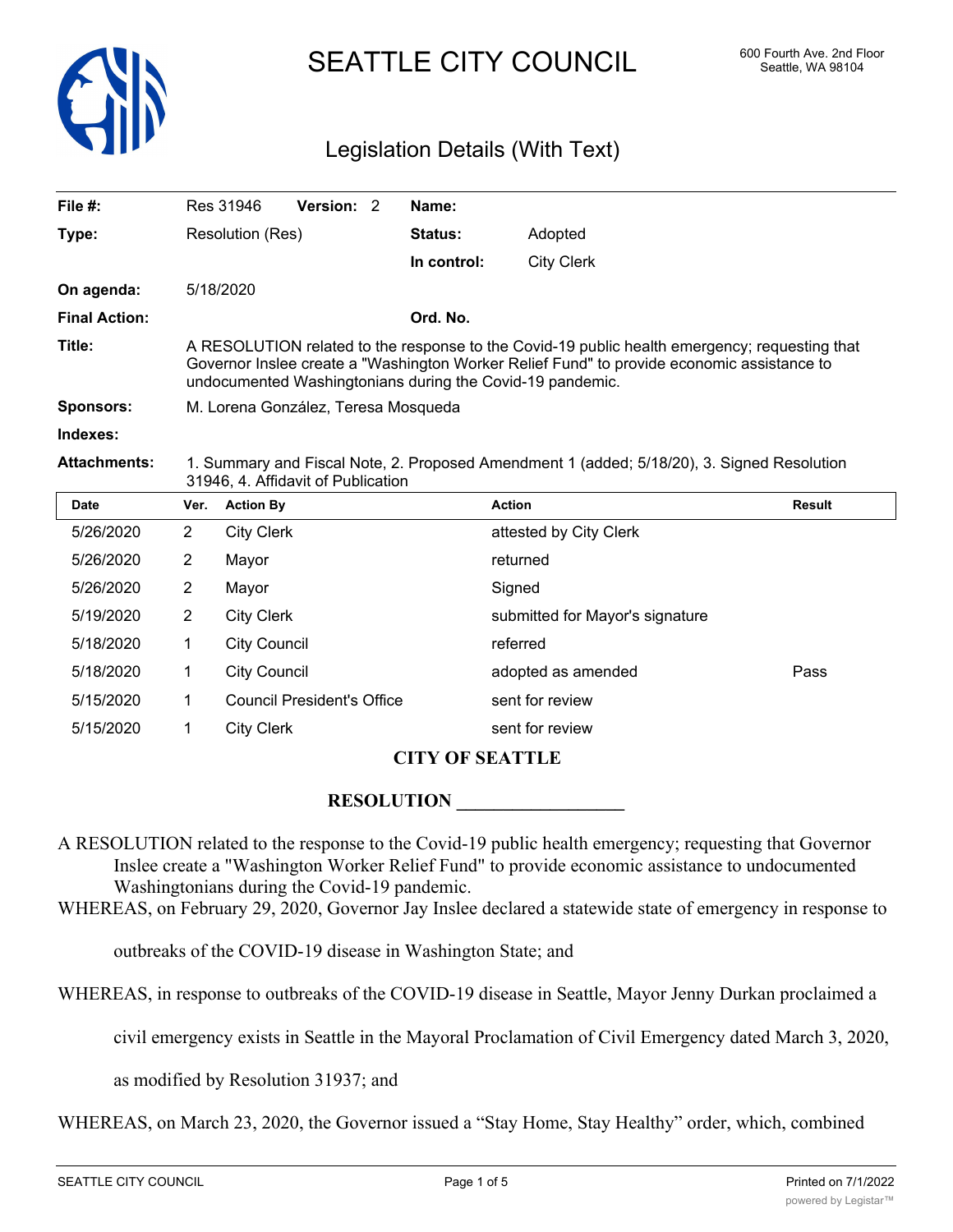# SEATTLE CITY COUNCIL

600 Fourth Ave. 2nd Floor
Seattle, WA 98104

## Legislation Details (With Text)

| | | | |
|---|---|---|---|
| **File #:** | Res 31946 **Version:** 2 | **Name:** | |
| **Type:** | Resolution (Res) | **Status:** | Adopted |
| | | **In control:** | City Clerk |
| **On agenda:** | 5/18/2020 | | |
| **Final Action:** | | **Ord. No.** | |
| **Title:** | A RESOLUTION related to the response to the Covid-19 public health emergency; requesting that Governor Inslee create a "Washington Worker Relief Fund" to provide economic assistance to undocumented Washingtonians during the Covid-19 pandemic. | | |
| **Sponsors:** | M. Lorena González, Teresa Mosqueda | | |
| **Indexes:** | | | |
| **Attachments:** | 1. Summary and Fiscal Note, 2. Proposed Amendment 1 (added; 5/18/20), 3. Signed Resolution 31946, 4. Affidavit of Publication | | |

| Date | Ver. | Action By | Action | Result |
|---|---|---|---|---|
| 5/26/2020 | 2 | City Clerk | attested by City Clerk | |
| 5/26/2020 | 2 | Mayor | returned | |
| 5/26/2020 | 2 | Mayor | Signed | |
| 5/19/2020 | 2 | City Clerk | submitted for Mayor's signature | |
| 5/18/2020 | 1 | City Council | referred | |
| 5/18/2020 | 1 | City Council | adopted as amended | Pass |
| 5/15/2020 | 1 | Council President's Office | sent for review | |
| 5/15/2020 | 1 | City Clerk | sent for review | |

**CITY OF SEATTLE**

**RESOLUTION __________________**

A RESOLUTION related to the response to the Covid-19 public health emergency; requesting that Governor Inslee create a "Washington Worker Relief Fund" to provide economic assistance to undocumented Washingtonians during the Covid-19 pandemic.

WHEREAS, on February 29, 2020, Governor Jay Inslee declared a statewide state of emergency in response to outbreaks of the COVID-19 disease in Washington State; and

WHEREAS, in response to outbreaks of the COVID-19 disease in Seattle, Mayor Jenny Durkan proclaimed a civil emergency exists in Seattle in the Mayoral Proclamation of Civil Emergency dated March 3, 2020, as modified by Resolution 31937; and

WHEREAS, on March 23, 2020, the Governor issued a "Stay Home, Stay Healthy" order, which, combined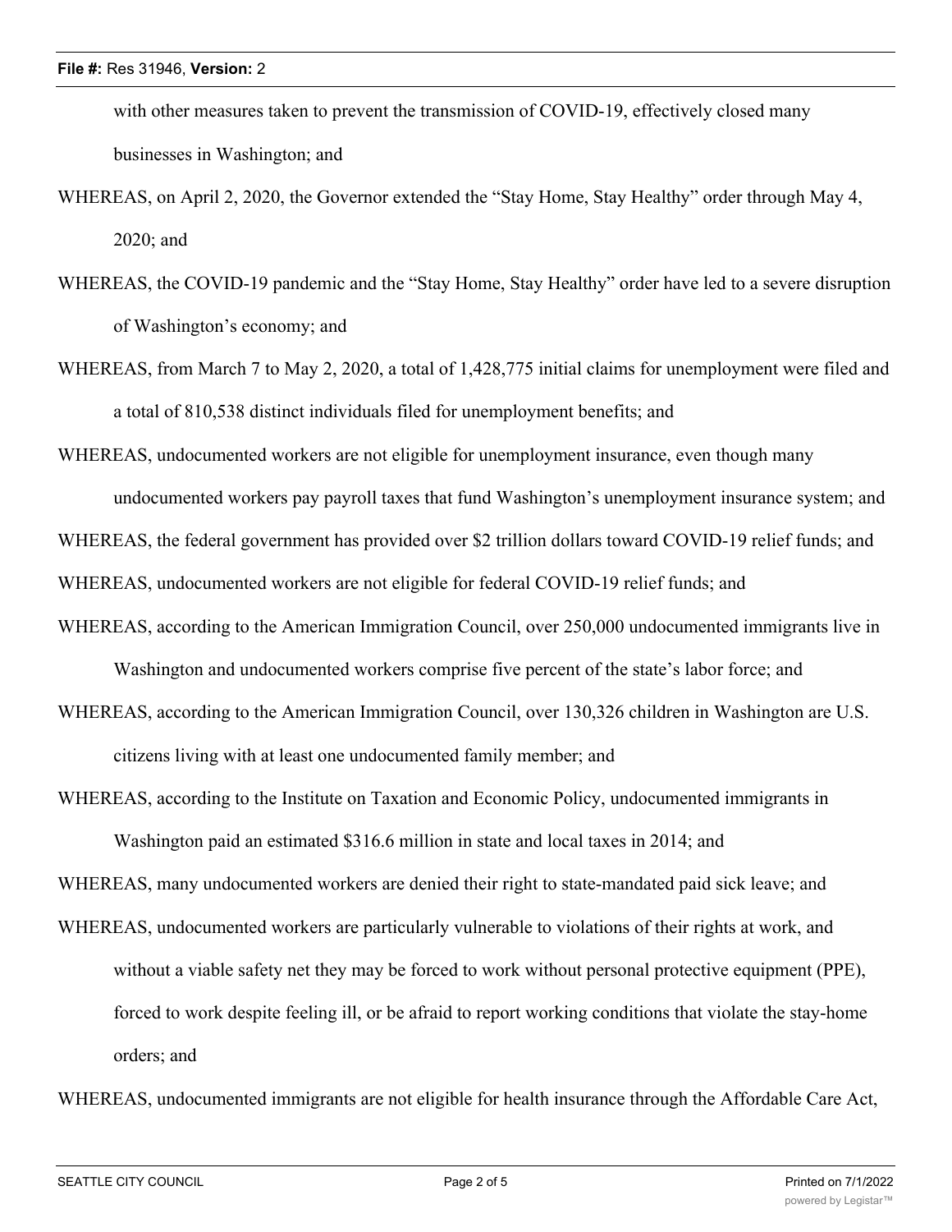with other measures taken to prevent the transmission of COVID-19, effectively closed many businesses in Washington; and

WHEREAS, on April 2, 2020, the Governor extended the "Stay Home, Stay Healthy" order through May 4, 2020; and

WHEREAS, the COVID-19 pandemic and the "Stay Home, Stay Healthy" order have led to a severe disruption of Washington's economy; and

WHEREAS, from March 7 to May 2, 2020, a total of 1,428,775 initial claims for unemployment were filed and a total of 810,538 distinct individuals filed for unemployment benefits; and

WHEREAS, undocumented workers are not eligible for unemployment insurance, even though many undocumented workers pay payroll taxes that fund Washington's unemployment insurance system; and

WHEREAS, the federal government has provided over $2 trillion dollars toward COVID-19 relief funds; and

WHEREAS, undocumented workers are not eligible for federal COVID-19 relief funds; and

WHEREAS, according to the American Immigration Council, over 250,000 undocumented immigrants live in Washington and undocumented workers comprise five percent of the state's labor force; and

WHEREAS, according to the American Immigration Council, over 130,326 children in Washington are U.S. citizens living with at least one undocumented family member; and

WHEREAS, according to the Institute on Taxation and Economic Policy, undocumented immigrants in Washington paid an estimated $316.6 million in state and local taxes in 2014; and

WHEREAS, many undocumented workers are denied their right to state-mandated paid sick leave; and

WHEREAS, undocumented workers are particularly vulnerable to violations of their rights at work, and without a viable safety net they may be forced to work without personal protective equipment (PPE), forced to work despite feeling ill, or be afraid to report working conditions that violate the stay-home orders; and

WHEREAS, undocumented immigrants are not eligible for health insurance through the Affordable Care Act,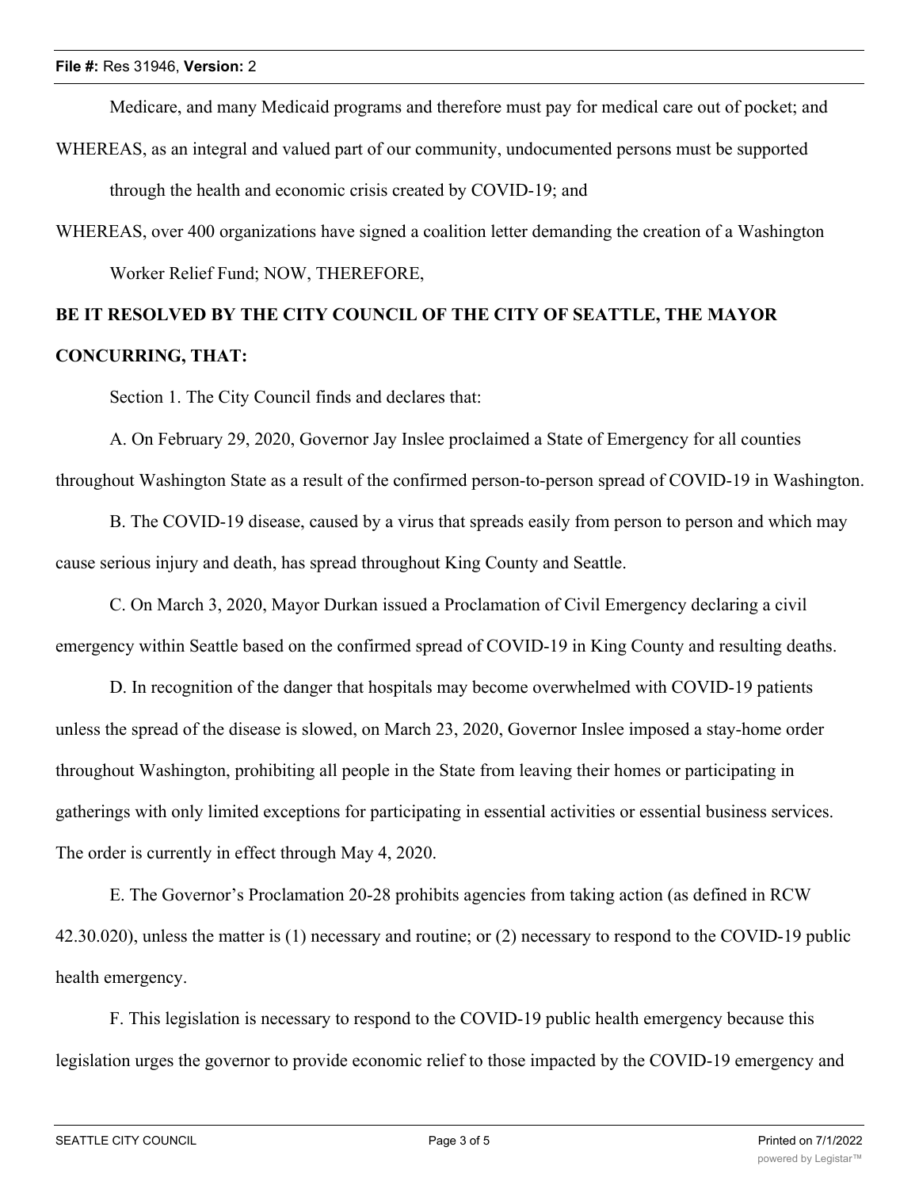Medicare, and many Medicaid programs and therefore must pay for medical care out of pocket; and

WHEREAS, as an integral and valued part of our community, undocumented persons must be supported through the health and economic crisis created by COVID-19; and

WHEREAS, over 400 organizations have signed a coalition letter demanding the creation of a Washington Worker Relief Fund; NOW, THEREFORE,

**BE IT RESOLVED BY THE CITY COUNCIL OF THE CITY OF SEATTLE, THE MAYOR CONCURRING, THAT:**

Section 1. The City Council finds and declares that:

A. On February 29, 2020, Governor Jay Inslee proclaimed a State of Emergency for all counties throughout Washington State as a result of the confirmed person-to-person spread of COVID-19 in Washington.

B. The COVID-19 disease, caused by a virus that spreads easily from person to person and which may cause serious injury and death, has spread throughout King County and Seattle.

C. On March 3, 2020, Mayor Durkan issued a Proclamation of Civil Emergency declaring a civil emergency within Seattle based on the confirmed spread of COVID-19 in King County and resulting deaths.

D. In recognition of the danger that hospitals may become overwhelmed with COVID-19 patients unless the spread of the disease is slowed, on March 23, 2020, Governor Inslee imposed a stay-home order throughout Washington, prohibiting all people in the State from leaving their homes or participating in gatherings with only limited exceptions for participating in essential activities or essential business services. The order is currently in effect through May 4, 2020.

E. The Governor's Proclamation 20-28 prohibits agencies from taking action (as defined in RCW 42.30.020), unless the matter is (1) necessary and routine; or (2) necessary to respond to the COVID-19 public health emergency.

F. This legislation is necessary to respond to the COVID-19 public health emergency because this legislation urges the governor to provide economic relief to those impacted by the COVID-19 emergency and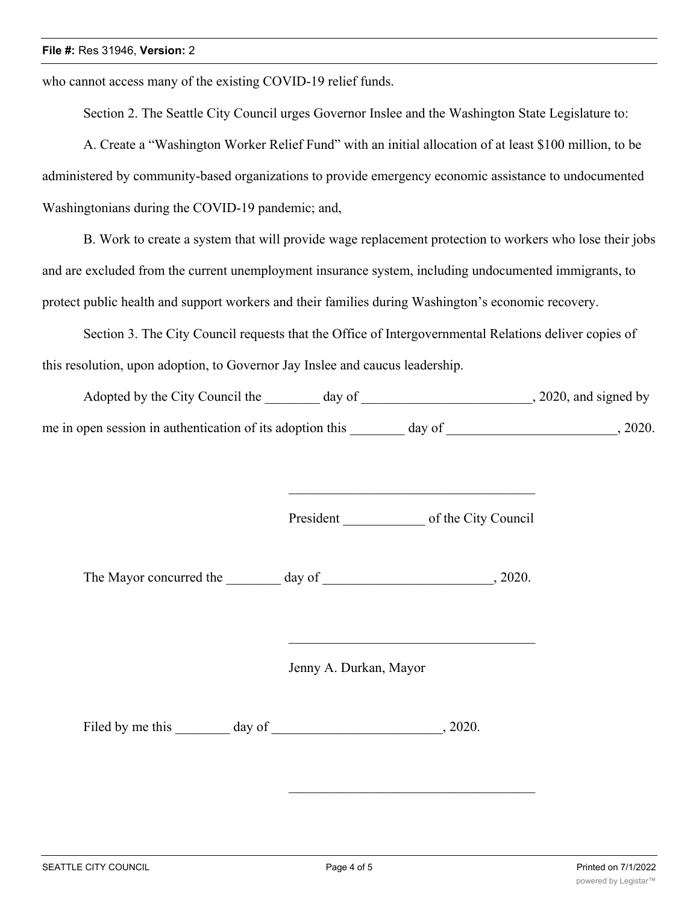who cannot access many of the existing COVID-19 relief funds.

Section 2. The Seattle City Council urges Governor Inslee and the Washington State Legislature to:

A. Create a "Washington Worker Relief Fund" with an initial allocation of at least $100 million, to be administered by community-based organizations to provide emergency economic assistance to undocumented Washingtonians during the COVID-19 pandemic; and,

B. Work to create a system that will provide wage replacement protection to workers who lose their jobs and are excluded from the current unemployment insurance system, including undocumented immigrants, to protect public health and support workers and their families during Washington's economic recovery.

Section 3. The City Council requests that the Office of Intergovernmental Relations deliver copies of this resolution, upon adoption, to Governor Jay Inslee and caucus leadership.

Adopted by the City Council the ________ day of _________________________, 2020, and signed by me in open session in authentication of its adoption this ________ day of _________________________, 2020.

____________________________________

President ____________ of the City Council

The Mayor concurred the ________ day of _________________________, 2020.

____________________________________

Jenny A. Durkan, Mayor

Filed by me this ________ day of _________________________, 2020.

____________________________________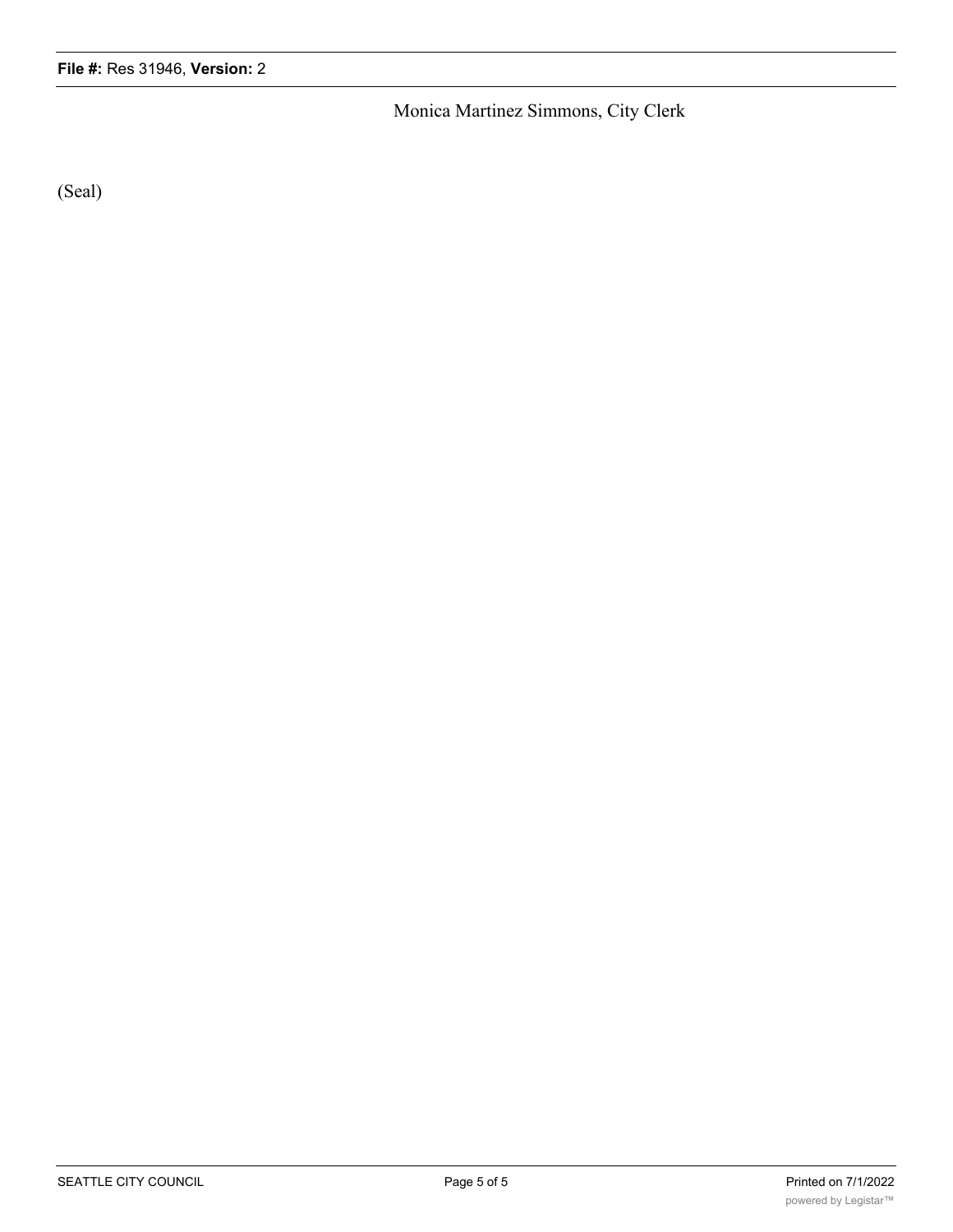Monica Martinez Simmons, City Clerk

(Seal)